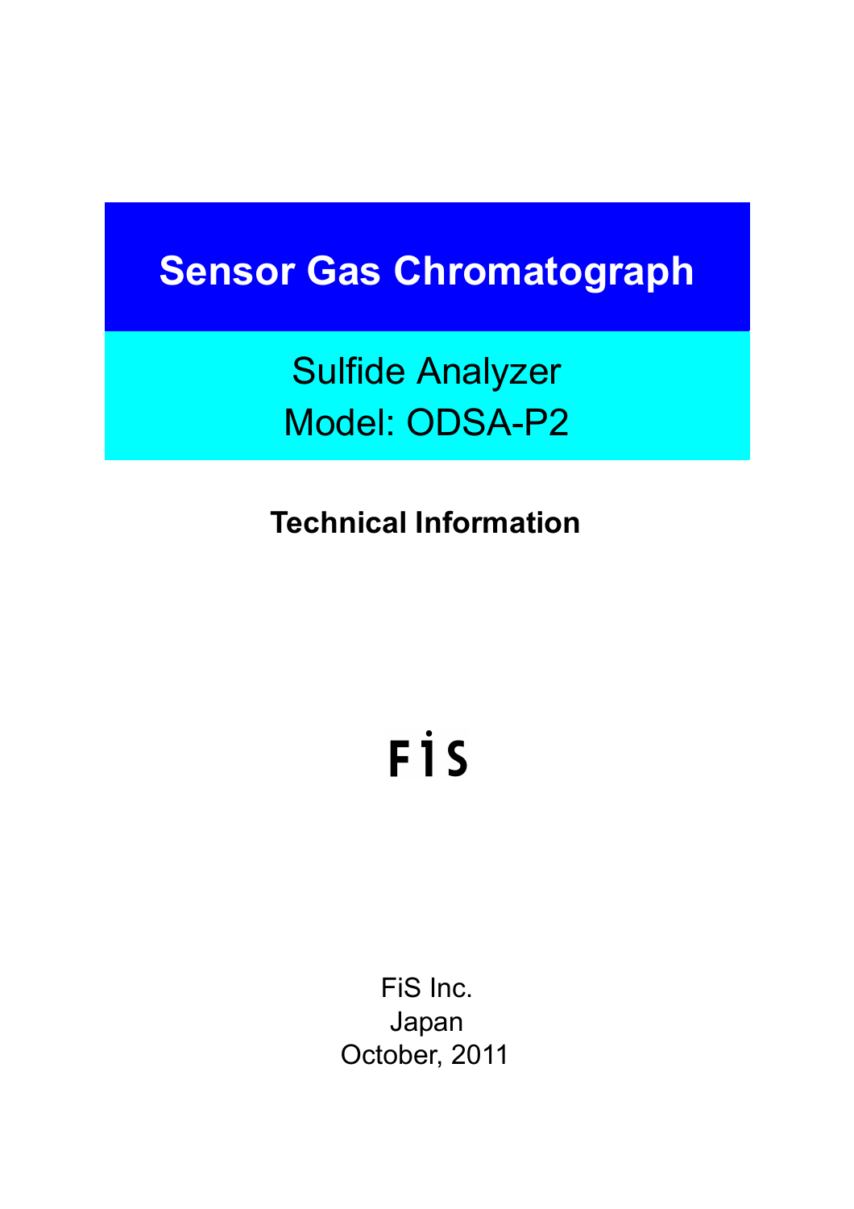# Sensor Gas Chromatograph

## Sulfide Analyzer
## Model: ODSA-P2

**Technical Information**

FiS

FiS Inc.
Japan
October, 2011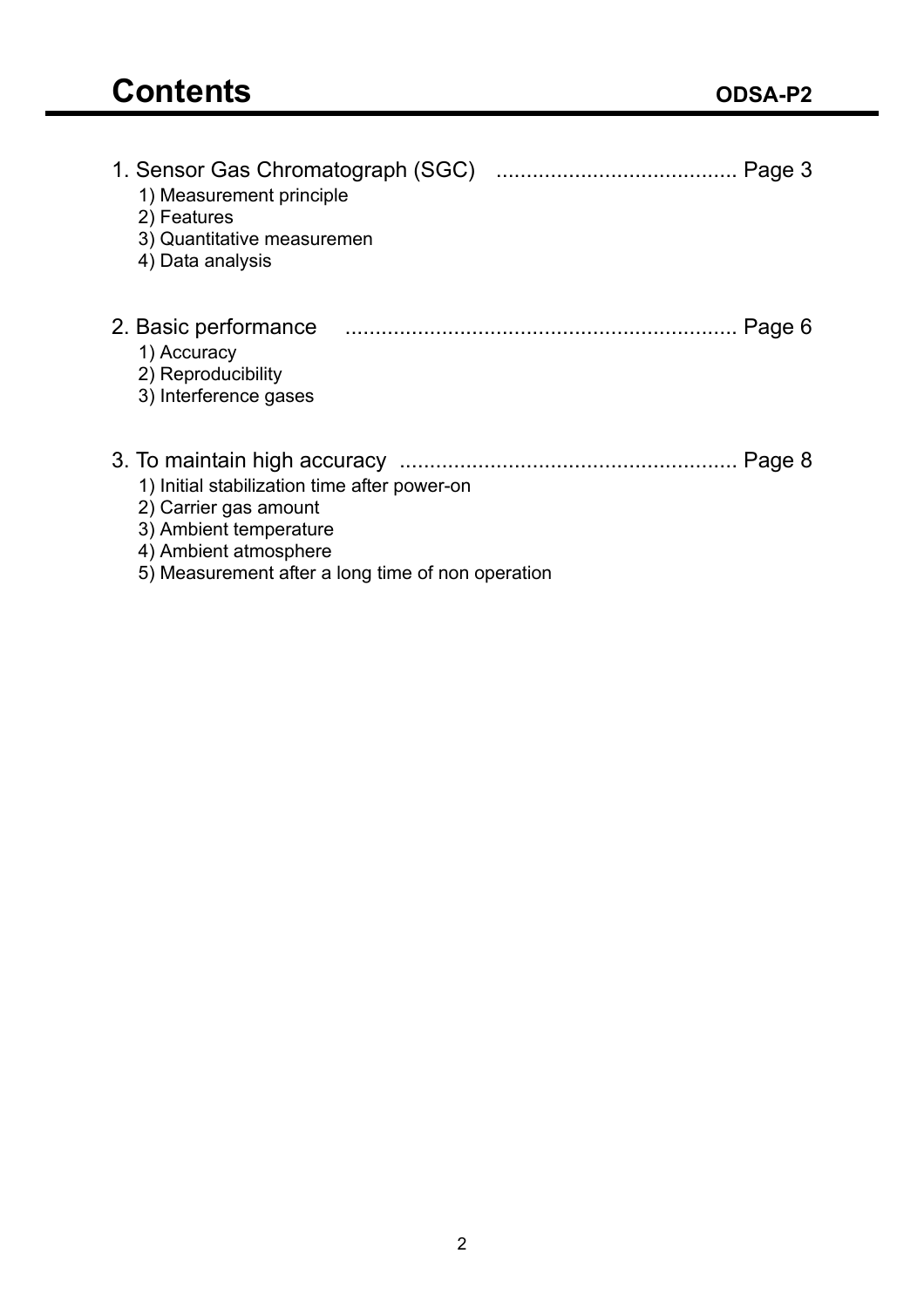# Contents

**ODSA-P2**

1. Sensor Gas Chromatograph (SGC) ........................................ Page 3
   1) Measurement principle
   2) Features
   3) Quantitative measuremen
   4) Data analysis

2. Basic performance ................................................................ Page 6
   1) Accuracy
   2) Reproducibility
   3) Interference gases

3. To maintain high accuracy ........................................................ Page 8
   1) Initial stabilization time after power-on
   2) Carrier gas amount
   3) Ambient temperature
   4) Ambient atmosphere
   5) Measurement after a long time of non operation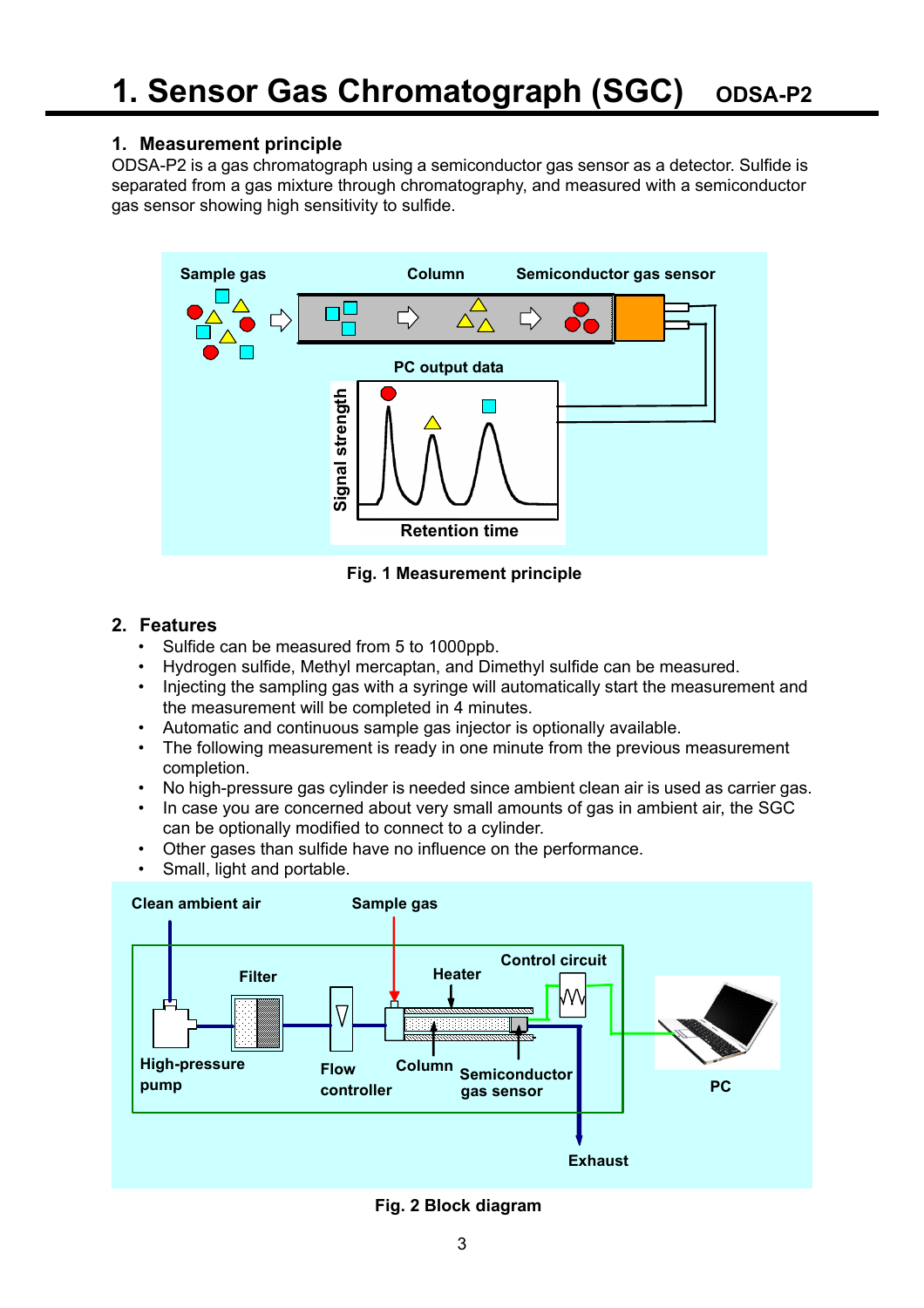# 1. Sensor Gas Chromatograph (SGC) ODSA-P2

## 1. Measurement principle

ODSA-P2 is a gas chromatograph using a semiconductor gas sensor as a detector. Sulfide is separated from a gas mixture through chromatography, and measured with a semiconductor gas sensor showing high sensitivity to sulfide.

Fig. 1 Measurement principle

## 2. Features

- Sulfide can be measured from 5 to 1000ppb.
- Hydrogen sulfide, Methyl mercaptan, and Dimethyl sulfide can be measured.
- Injecting the sampling gas with a syringe will automatically start the measurement and the measurement will be completed in 4 minutes.
- Automatic and continuous sample gas injector is optionally available.
- The following measurement is ready in one minute from the previous measurement completion.
- No high-pressure gas cylinder is needed since ambient clean air is used as carrier gas.
- In case you are concerned about very small amounts of gas in ambient air, the SGC can be optionally modified to connect to a cylinder.
- Other gases than sulfide have no influence on the performance.
- Small, light and portable.

Fig. 2 Block diagram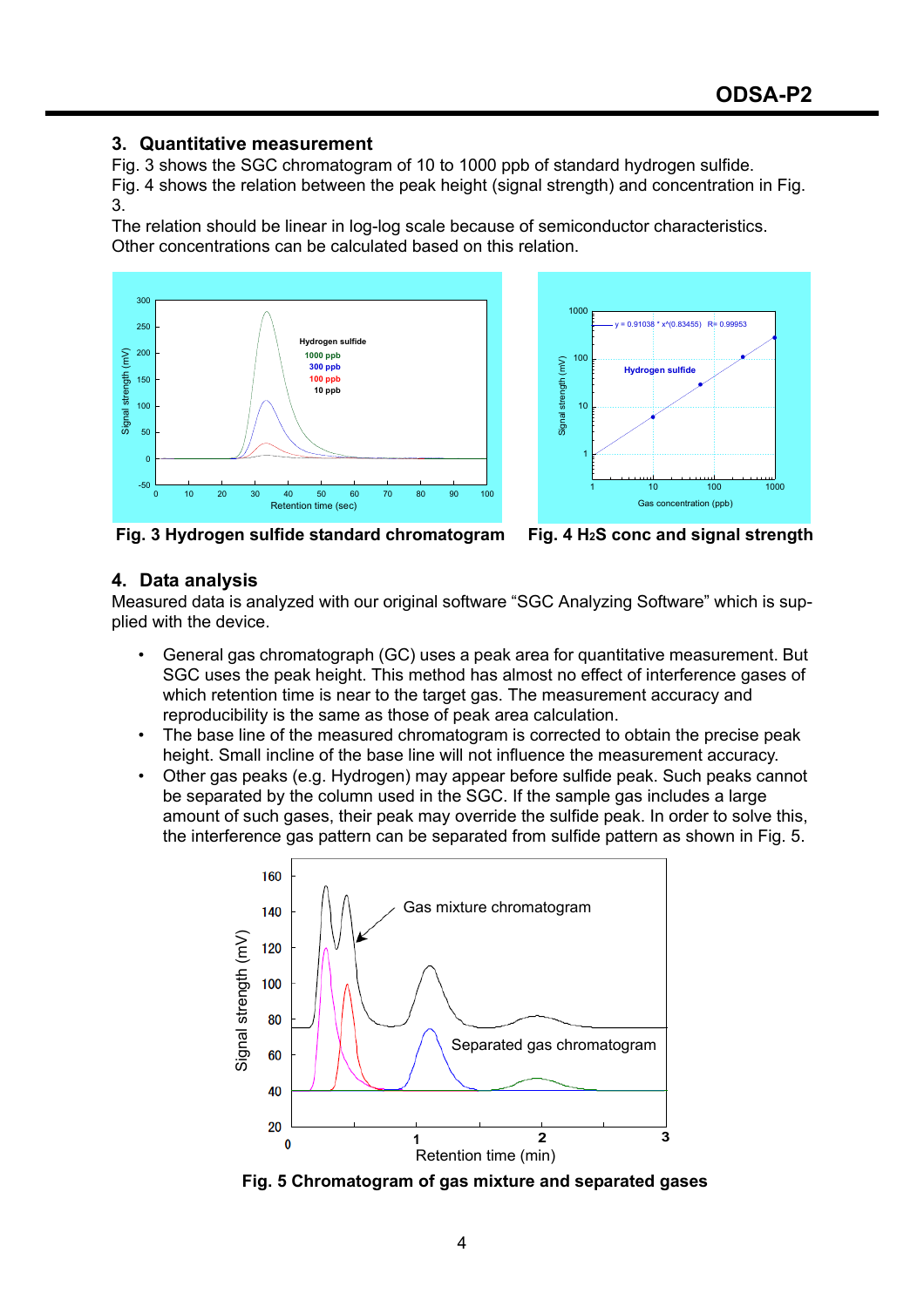## 3. Quantitative measurement

Fig. 3 shows the SGC chromatogram of 10 to 1000 ppb of standard hydrogen sulfide.
Fig. 4 shows the relation between the peak height (signal strength) and concentration in Fig. 3.
The relation should be linear in log-log scale because of semiconductor characteristics.
Other concentrations can be calculated based on this relation.

**Fig. 3 Hydrogen sulfide standard chromatogram**

**Fig. 4 $H_2S$ conc and signal strength**

## 4. Data analysis

Measured data is analyzed with our original software “SGC Analyzing Software” which is supplied with the device.

- General gas chromatograph (GC) uses a peak area for quantitative measurement. But SGC uses the peak height. This method has almost no effect of interference gases of which retention time is near to the target gas. The measurement accuracy and reproducibility is the same as those of peak area calculation.
- The base line of the measured chromatogram is corrected to obtain the precise peak height. Small incline of the base line will not influence the measurement accuracy.
- Other gas peaks (e.g. Hydrogen) may appear before sulfide peak. Such peaks cannot be separated by the column used in the SGC. If the sample gas includes a large amount of such gases, their peak may override the sulfide peak. In order to solve this, the interference gas pattern can be separated from sulfide pattern as shown in Fig. 5.

**Fig. 5 Chromatogram of gas mixture and separated gases**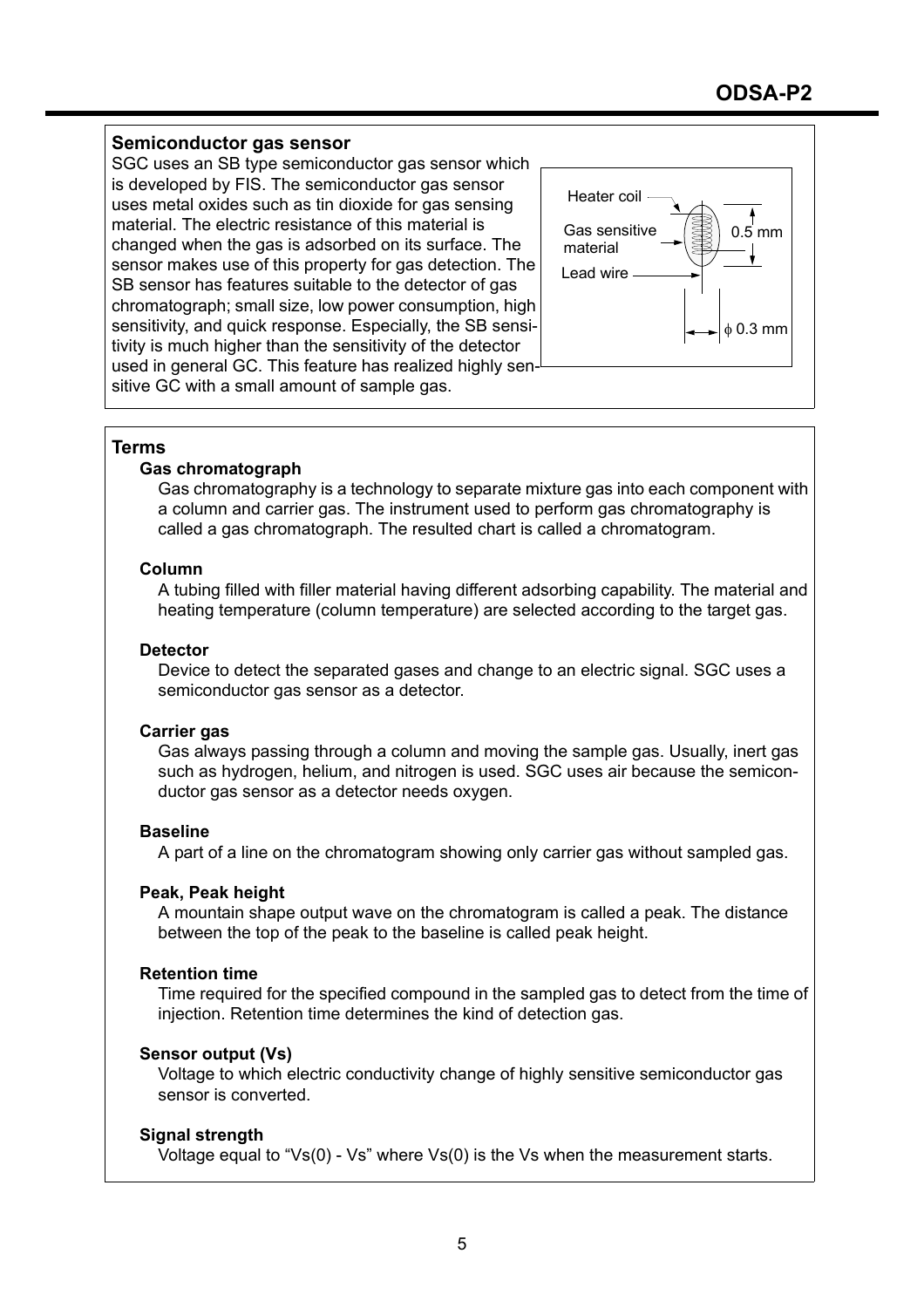## Semiconductor gas sensor

SGC uses an SB type semiconductor gas sensor which is developed by FIS. The semiconductor gas sensor uses metal oxides such as tin dioxide for gas sensing material. The electric resistance of this material is changed when the gas is adsorbed on its surface. The sensor makes use of this property for gas detection. The SB sensor has features suitable to the detector of gas chromatograph; small size, low power consumption, high sensitivity, and quick response. Especially, the SB sensitivity is much higher than the sensitivity of the detector used in general GC. This feature has realized highly sensitive GC with a small amount of sample gas.

Heater coil
Gas sensitive material
Lead wire
0.5 mm
ϕ 0.3 mm

## Terms

**Gas chromatograph**

Gas chromatography is a technology to separate mixture gas into each component with a column and carrier gas. The instrument used to perform gas chromatography is called a gas chromatograph. The resulted chart is called a chromatogram.

**Column**

A tubing filled with filler material having different adsorbing capability. The material and heating temperature (column temperature) are selected according to the target gas.

**Detector**

Device to detect the separated gases and change to an electric signal. SGC uses a semiconductor gas sensor as a detector.

**Carrier gas**

Gas always passing through a column and moving the sample gas. Usually, inert gas such as hydrogen, helium, and nitrogen is used. SGC uses air because the semiconductor gas sensor as a detector needs oxygen.

**Baseline**

A part of a line on the chromatogram showing only carrier gas without sampled gas.

**Peak, Peak height**

A mountain shape output wave on the chromatogram is called a peak. The distance between the top of the peak to the baseline is called peak height.

**Retention time**

Time required for the specified compound in the sampled gas to detect from the time of injection. Retention time determines the kind of detection gas.

**Sensor output (Vs)**

Voltage to which electric conductivity change of highly sensitive semiconductor gas sensor is converted.

**Signal strength**

Voltage equal to "Vs(0) - Vs" where Vs(0) is the Vs when the measurement starts.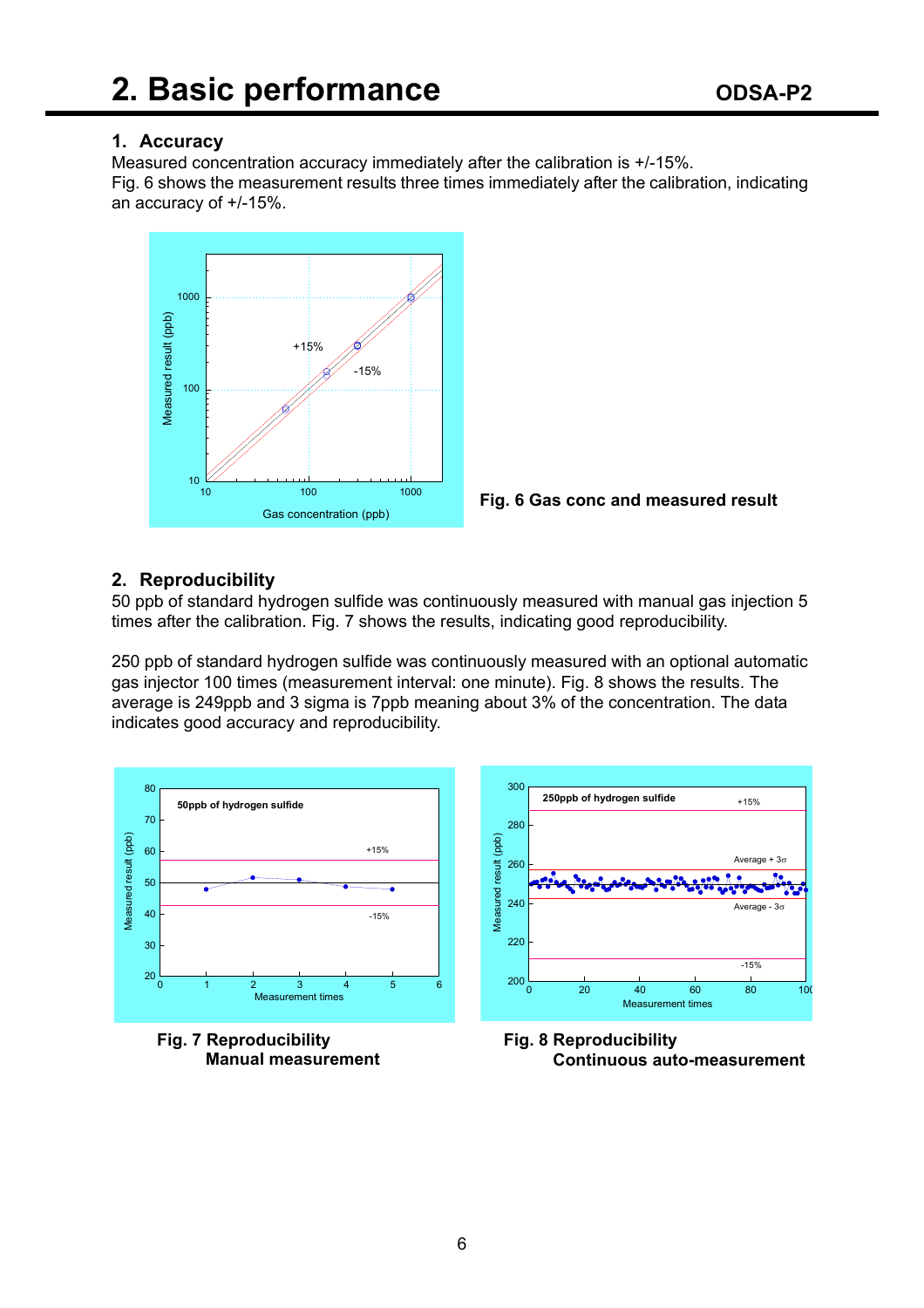# 2. Basic performance

ODSA-P2

## 1. Accuracy

Measured concentration accuracy immediately after the calibration is +/-15%.
Fig. 6 shows the measurement results three times immediately after the calibration, indicating an accuracy of +/-15%.

Fig. 6 Gas conc and measured result

## 2. Reproducibility

50 ppb of standard hydrogen sulfide was continuously measured with manual gas injection 5 times after the calibration. Fig. 7 shows the results, indicating good reproducibility.

250 ppb of standard hydrogen sulfide was continuously measured with an optional automatic gas injector 100 times (measurement interval: one minute). Fig. 8 shows the results. The average is 249ppb and 3 sigma is 7ppb meaning about 3% of the concentration. The data indicates good accuracy and reproducibility.

**Fig. 7 Reproducibility**
**Manual measurement**

**Fig. 8 Reproducibility**
**Continuous auto-measurement**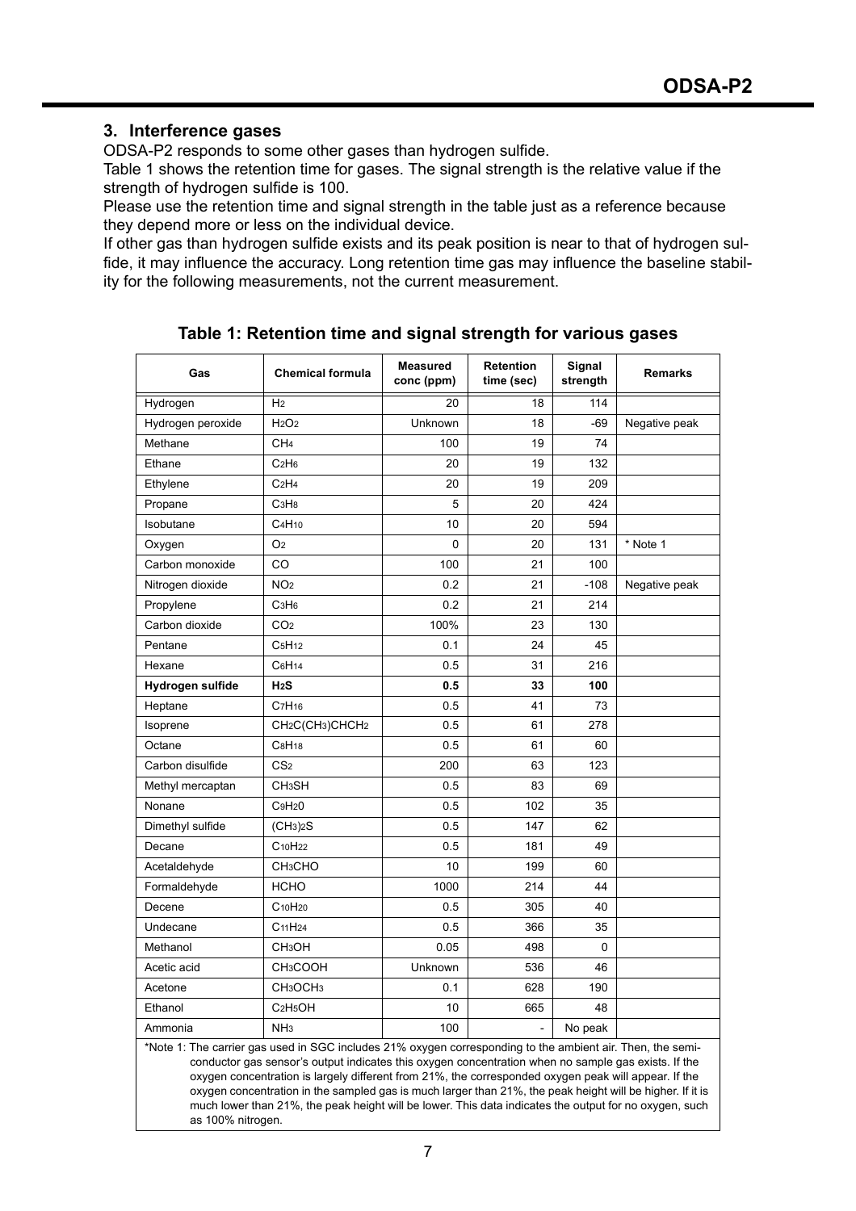## 3. Interference gases

ODSA-P2 responds to some other gases than hydrogen sulfide.
Table 1 shows the retention time for gases. The signal strength is the relative value if the strength of hydrogen sulfide is 100.
Please use the retention time and signal strength in the table just as a reference because they depend more or less on the individual device.
If other gas than hydrogen sulfide exists and its peak position is near to that of hydrogen sulfide, it may influence the accuracy. Long retention time gas may influence the baseline stability for the following measurements, not the current measurement.

**Table 1: Retention time and signal strength for various gases**

| Gas | Chemical formula | Measured conc (ppm) | Retention time (sec) | Signal strength | Remarks |
|---|---|---|---|---|---|
| Hydrogen | $H_2$ | 20 | 18 | 114 | |
| Hydrogen peroxide | $H_2O_2$ | Unknown | 18 | -69 | Negative peak |
| Methane | $CH_4$ | 100 | 19 | 74 | |
| Ethane | $C_2H_6$ | 20 | 19 | 132 | |
| Ethylene | $C_2H_4$ | 20 | 19 | 209 | |
| Propane | $C_3H_8$ | 5 | 20 | 424 | |
| Isobutane | $C_4H_{10}$ | 10 | 20 | 594 | |
| Oxygen | $O_2$ | 0 | 20 | 131 | * Note 1 |
| Carbon monoxide | CO | 100 | 21 | 100 | |
| Nitrogen dioxide | $NO_2$ | 0.2 | 21 | -108 | Negative peak |
| Propylene | $C_3H_6$ | 0.2 | 21 | 214 | |
| Carbon dioxide | $CO_2$ | 100% | 23 | 130 | |
| Pentane | $C_5H_{12}$ | 0.1 | 24 | 45 | |
| Hexane | $C_6H_{14}$ | 0.5 | 31 | 216 | |
| **Hydrogen sulfide** | **$H_2S$** | **0.5** | **33** | **100** | |
| Heptane | $C_7H_{16}$ | 0.5 | 41 | 73 | |
| Isoprene | $CH_2C(CH_3)CHCH_2$ | 0.5 | 61 | 278 | |
| Octane | $C_8H_{18}$ | 0.5 | 61 | 60 | |
| Carbon disulfide | $CS_2$ | 200 | 63 | 123 | |
| Methyl mercaptan | $CH_3SH$ | 0.5 | 83 | 69 | |
| Nonane | $C_9H_20$ | 0.5 | 102 | 35 | |
| Dimethyl sulfide | $(CH_3)_2S$ | 0.5 | 147 | 62 | |
| Decane | $C_{10}H_{22}$ | 0.5 | 181 | 49 | |
| Acetaldehyde | $CH_3CHO$ | 10 | 199 | 60 | |
| Formaldehyde | HCHO | 1000 | 214 | 44 | |
| Decene | $C_{10}H_{20}$ | 0.5 | 305 | 40 | |
| Undecane | $C_{11}H_{24}$ | 0.5 | 366 | 35 | |
| Methanol | $CH_3OH$ | 0.05 | 498 | 0 | |
| Acetic acid | $CH_3COOH$ | Unknown | 536 | 46 | |
| Acetone | $CH_3OCH_3$ | 0.1 | 628 | 190 | |
| Ethanol | $C_2H_5OH$ | 10 | 665 | 48 | |
| Ammonia | $NH_3$ | 100 | - | No peak | |

*Note 1: The carrier gas used in SGC includes 21% oxygen corresponding to the ambient air. Then, the semiconductor gas sensor's output indicates this oxygen concentration when no sample gas exists. If the oxygen concentration is largely different from 21%, the corresponded oxygen peak will appear. If the oxygen concentration in the sampled gas is much larger than 21%, the peak height will be higher. If it is much lower than 21%, the peak height will be lower. This data indicates the output for no oxygen, such as 100% nitrogen.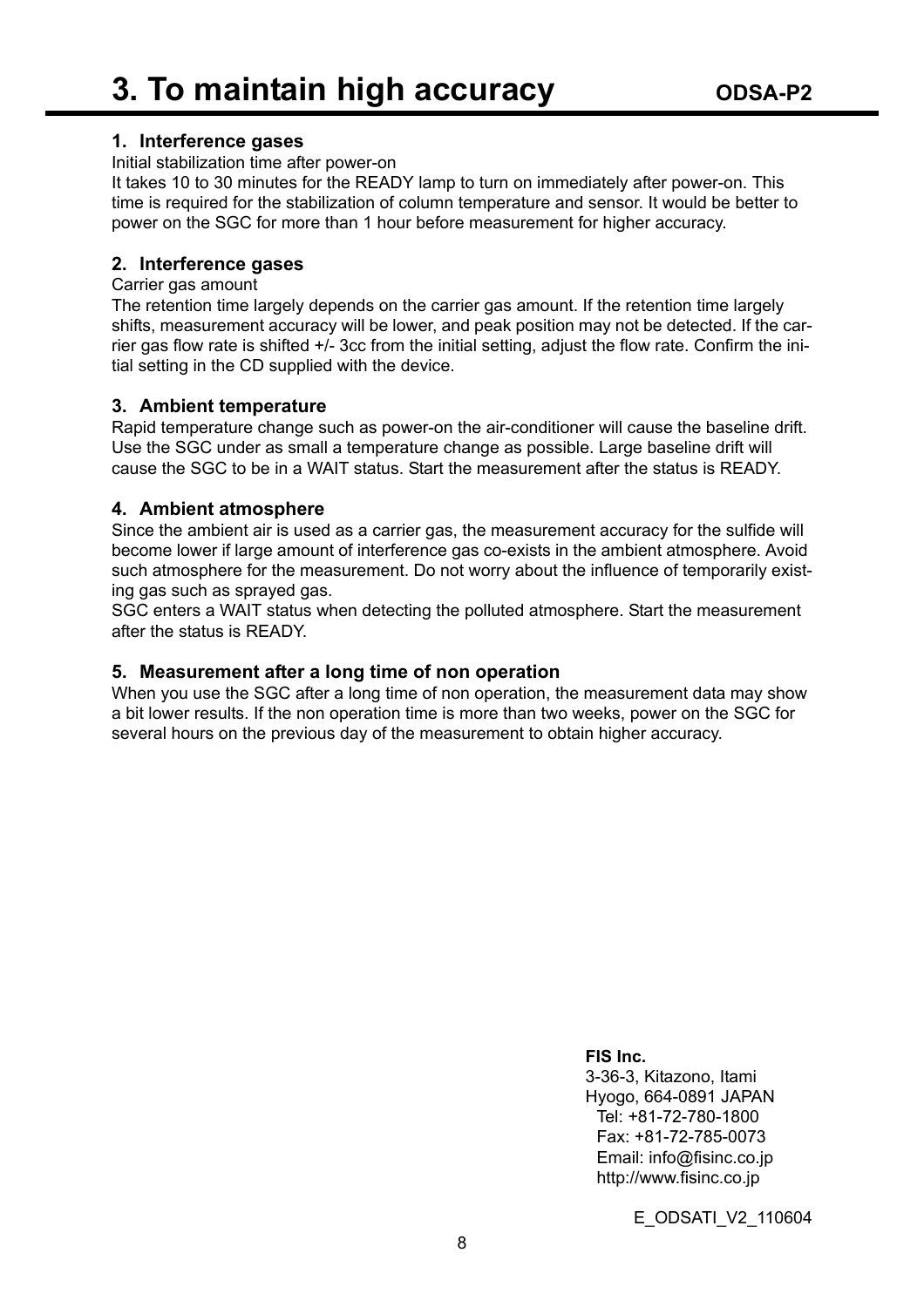# 3. To maintain high accuracy

**ODSA-P2**

### 1. Interference gases

Initial stabilization time after power-on

It takes 10 to 30 minutes for the READY lamp to turn on immediately after power-on. This time is required for the stabilization of column temperature and sensor. It would be better to power on the SGC for more than 1 hour before measurement for higher accuracy.

### 2. Interference gases

Carrier gas amount

The retention time largely depends on the carrier gas amount. If the retention time largely shifts, measurement accuracy will be lower, and peak position may not be detected. If the carrier gas flow rate is shifted +/- 3cc from the initial setting, adjust the flow rate. Confirm the initial setting in the CD supplied with the device.

### 3. Ambient temperature

Rapid temperature change such as power-on the air-conditioner will cause the baseline drift. Use the SGC under as small a temperature change as possible. Large baseline drift will cause the SGC to be in a WAIT status. Start the measurement after the status is READY.

### 4. Ambient atmosphere

Since the ambient air is used as a carrier gas, the measurement accuracy for the sulfide will become lower if large amount of interference gas co-exists in the ambient atmosphere. Avoid such atmosphere for the measurement. Do not worry about the influence of temporarily existing gas such as sprayed gas.

SGC enters a WAIT status when detecting the polluted atmosphere. Start the measurement after the status is READY.

### 5. Measurement after a long time of non operation

When you use the SGC after a long time of non operation, the measurement data may show a bit lower results. If the non operation time is more than two weeks, power on the SGC for several hours on the previous day of the measurement to obtain higher accuracy.

**FIS Inc.**
3-36-3, Kitazono, Itami
Hyogo, 664-0891 JAPAN
Tel: +81-72-780-1800
Fax: +81-72-785-0073
Email: info@fisinc.co.jp
http://www.fisinc.co.jp

E_ODSATI_V2_110604